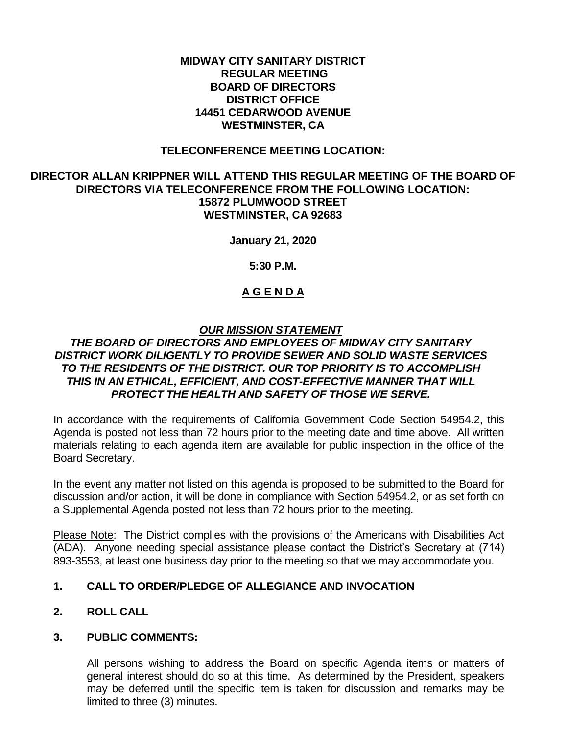**MIDWAY CITY SANITARY DISTRICT**
**REGULAR MEETING**
**BOARD OF DIRECTORS**
**DISTRICT OFFICE**
**14451 CEDARWOOD AVENUE**
**WESTMINSTER, CA**

**TELECONFERENCE MEETING LOCATION:**

**DIRECTOR ALLAN KRIPPNER WILL ATTEND THIS REGULAR MEETING OF THE BOARD OF DIRECTORS VIA TELECONFERENCE FROM THE FOLLOWING LOCATION:**
**15872 PLUMWOOD STREET**
**WESTMINSTER, CA 92683**

**January 21, 2020**

**5:30 P.M.**

# A G E N D A

***OUR MISSION STATEMENT***

***THE BOARD OF DIRECTORS AND EMPLOYEES OF MIDWAY CITY SANITARY DISTRICT WORK DILIGENTLY TO PROVIDE SEWER AND SOLID WASTE SERVICES TO THE RESIDENTS OF THE DISTRICT. OUR TOP PRIORITY IS TO ACCOMPLISH THIS IN AN ETHICAL, EFFICIENT, AND COST-EFFECTIVE MANNER THAT WILL PROTECT THE HEALTH AND SAFETY OF THOSE WE SERVE.***

In accordance with the requirements of California Government Code Section 54954.2, this Agenda is posted not less than 72 hours prior to the meeting date and time above. All written materials relating to each agenda item are available for public inspection in the office of the Board Secretary.

In the event any matter not listed on this agenda is proposed to be submitted to the Board for discussion and/or action, it will be done in compliance with Section 54954.2, or as set forth on a Supplemental Agenda posted not less than 72 hours prior to the meeting.

Please Note: The District complies with the provisions of the Americans with Disabilities Act (ADA). Anyone needing special assistance please contact the District's Secretary at (714) 893-3553, at least one business day prior to the meeting so that we may accommodate you.

**1. CALL TO ORDER/PLEDGE OF ALLEGIANCE AND INVOCATION**

**2. ROLL CALL**

**3. PUBLIC COMMENTS:**

All persons wishing to address the Board on specific Agenda items or matters of general interest should do so at this time. As determined by the President, speakers may be deferred until the specific item is taken for discussion and remarks may be limited to three (3) minutes.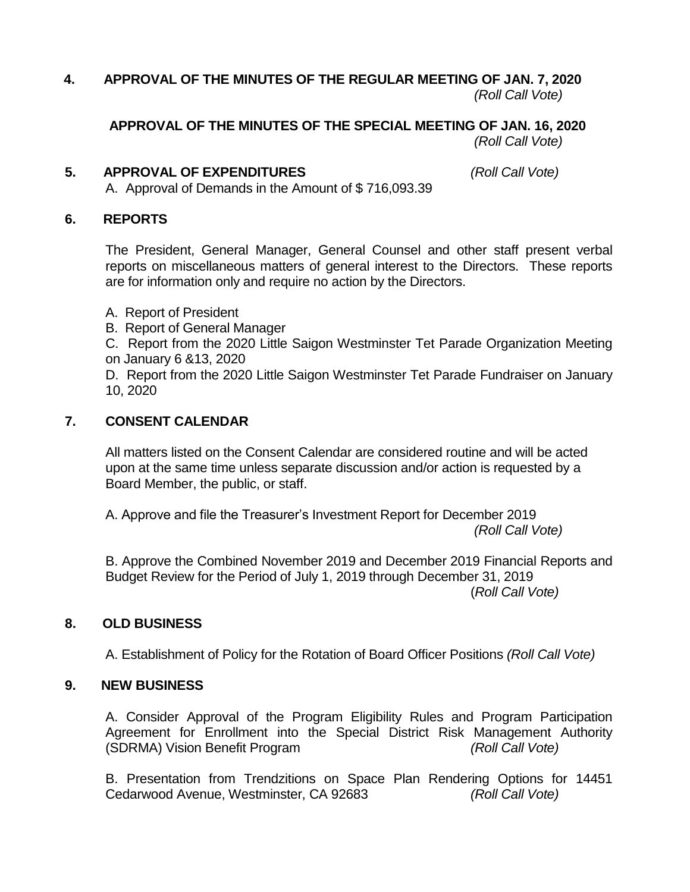**4. APPROVAL OF THE MINUTES OF THE REGULAR MEETING OF JAN. 7, 2020** *(Roll Call Vote)*

**APPROVAL OF THE MINUTES OF THE SPECIAL MEETING OF JAN. 16, 2020** *(Roll Call Vote)*

**5. APPROVAL OF EXPENDITURES** *(Roll Call Vote)*

A. Approval of Demands in the Amount of $ 716,093.39

**6. REPORTS**

The President, General Manager, General Counsel and other staff present verbal reports on miscellaneous matters of general interest to the Directors. These reports are for information only and require no action by the Directors.

A. Report of President

B. Report of General Manager

C. Report from the 2020 Little Saigon Westminster Tet Parade Organization Meeting on January 6 &13, 2020

D. Report from the 2020 Little Saigon Westminster Tet Parade Fundraiser on January 10, 2020

**7. CONSENT CALENDAR**

All matters listed on the Consent Calendar are considered routine and will be acted upon at the same time unless separate discussion and/or action is requested by a Board Member, the public, or staff.

A. Approve and file the Treasurer's Investment Report for December 2019 *(Roll Call Vote)*

B. Approve the Combined November 2019 and December 2019 Financial Reports and Budget Review for the Period of July 1, 2019 through December 31, 2019 *(Roll Call Vote)*

**8. OLD BUSINESS**

A. Establishment of Policy for the Rotation of Board Officer Positions *(Roll Call Vote)*

**9. NEW BUSINESS**

A. Consider Approval of the Program Eligibility Rules and Program Participation Agreement for Enrollment into the Special District Risk Management Authority (SDRMA) Vision Benefit Program *(Roll Call Vote)*

B. Presentation from Trendzitions on Space Plan Rendering Options for 14451 Cedarwood Avenue, Westminster, CA 92683 *(Roll Call Vote)*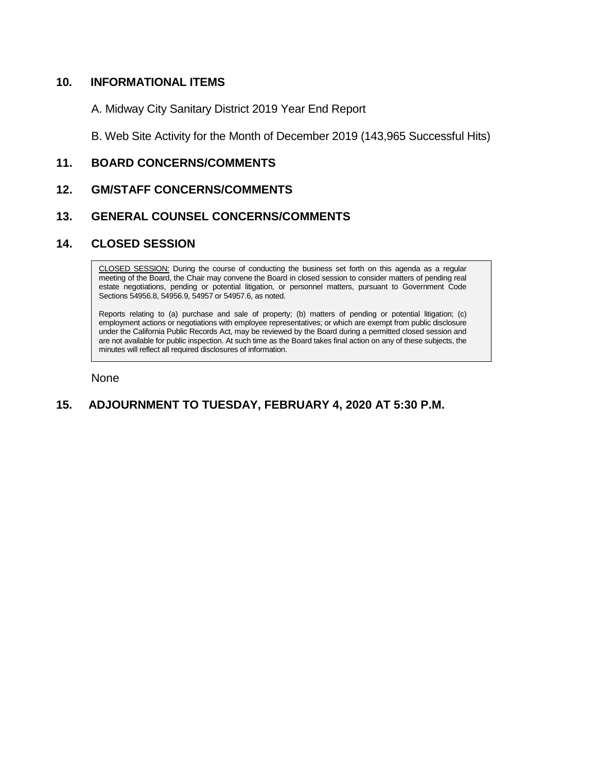## 10. INFORMATIONAL ITEMS

A. Midway City Sanitary District 2019 Year End Report

B. Web Site Activity for the Month of December 2019 (143,965 Successful Hits)

## 11. BOARD CONCERNS/COMMENTS

## 12. GM/STAFF CONCERNS/COMMENTS

## 13. GENERAL COUNSEL CONCERNS/COMMENTS

## 14. CLOSED SESSION

CLOSED SESSION: During the course of conducting the business set forth on this agenda as a regular meeting of the Board, the Chair may convene the Board in closed session to consider matters of pending real estate negotiations, pending or potential litigation, or personnel matters, pursuant to Government Code Sections 54956.8, 54956.9, 54957 or 54957.6, as noted.

Reports relating to (a) purchase and sale of property; (b) matters of pending or potential litigation; (c) employment actions or negotiations with employee representatives; or which are exempt from public disclosure under the California Public Records Act, may be reviewed by the Board during a permitted closed session and are not available for public inspection. At such time as the Board takes final action on any of these subjects, the minutes will reflect all required disclosures of information.

None

## 15. ADJOURNMENT TO TUESDAY, FEBRUARY 4, 2020 AT 5:30 P.M.